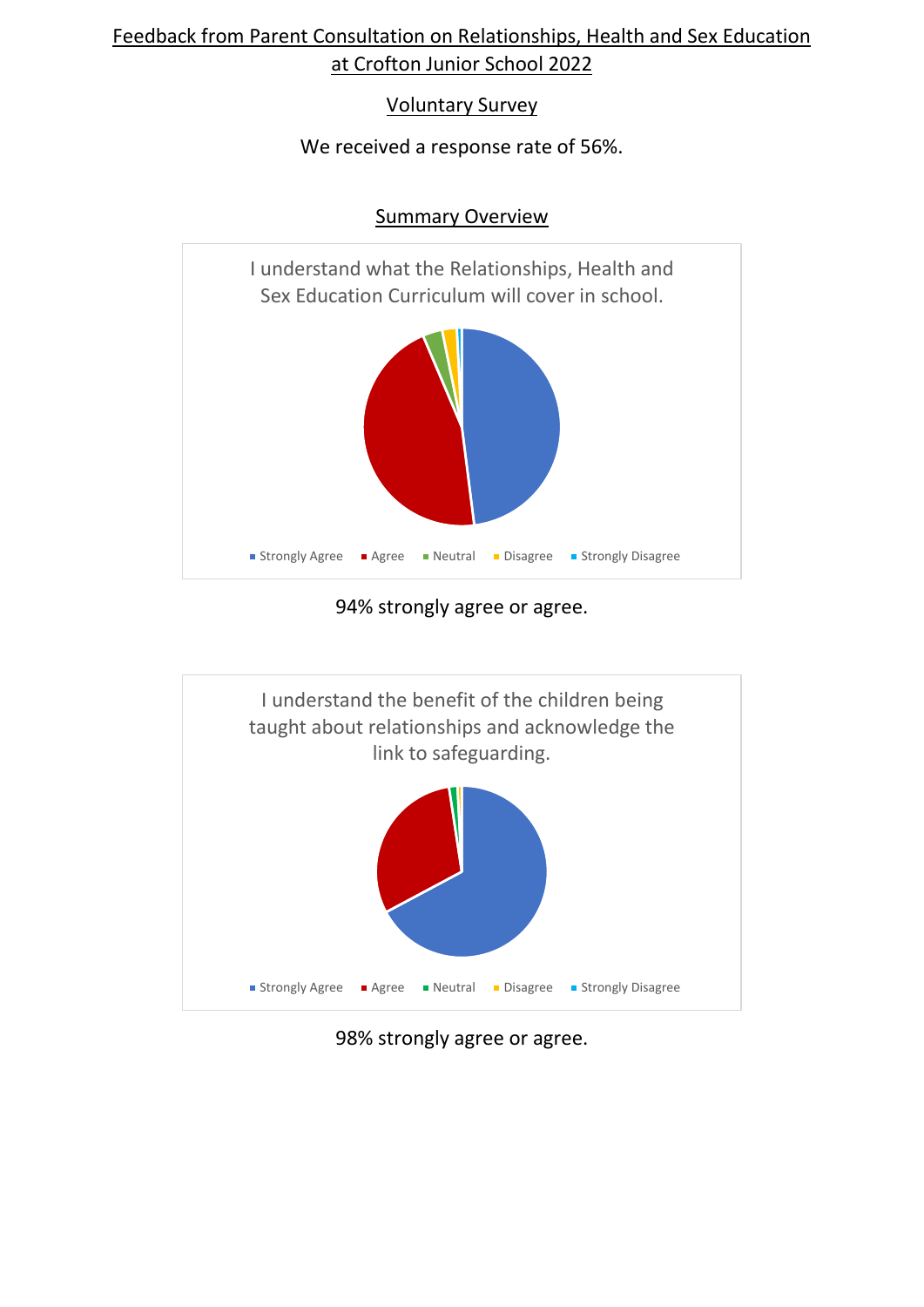# Feedback from Parent Consultation on Relationships, Health and Sex Education at Crofton Junior School 2022

## Voluntary Survey

We received a response rate of 56%.

## Summary Overview

I understand what the Relationships, Health and Sex Education Curriculum will cover in school.

Strongly Agree · Agree · Neutral · Disagree · Strongly Disagree

94% strongly agree or agree.

I understand the benefit of the children being taught about relationships and acknowledge the link to safeguarding.

Strongly Agree · Agree · Neutral · Disagree · Strongly Disagree

98% strongly agree or agree.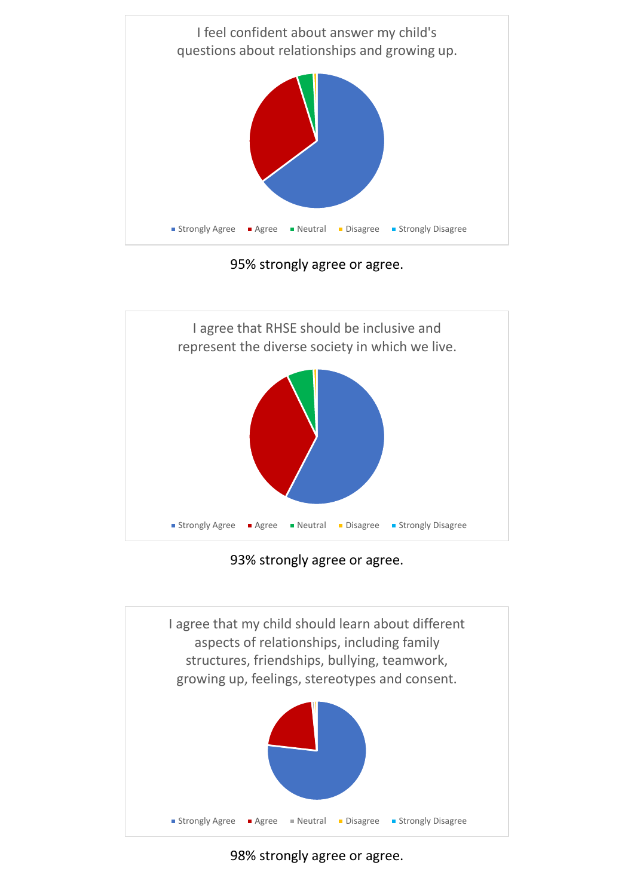I feel confident about answer my child's questions about relationships and growing up.

Strongly Agree · Agree · Neutral · Disagree · Strongly Disagree

95% strongly agree or agree.

I agree that RHSE should be inclusive and represent the diverse society in which we live.

Strongly Agree · Agree · Neutral · Disagree · Strongly Disagree

93% strongly agree or agree.

I agree that my child should learn about different aspects of relationships, including family structures, friendships, bullying, teamwork, growing up, feelings, stereotypes and consent.

Strongly Agree · Agree · Neutral · Disagree · Strongly Disagree

98% strongly agree or agree.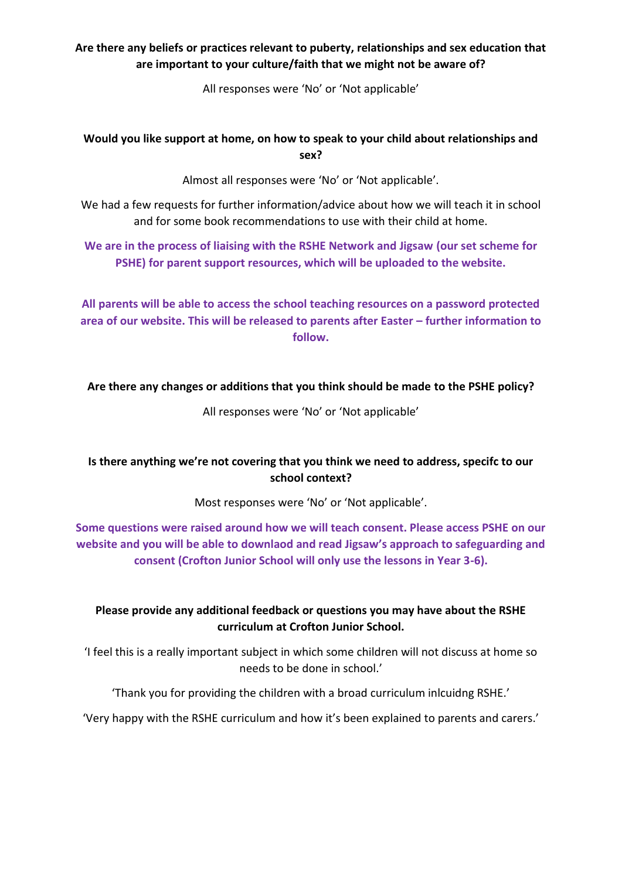**Are there any beliefs or practices relevant to puberty, relationships and sex education that are important to your culture/faith that we might not be aware of?**

All responses were 'No' or 'Not applicable'

**Would you like support at home, on how to speak to your child about relationships and sex?**

Almost all responses were 'No' or 'Not applicable'.

We had a few requests for further information/advice about how we will teach it in school and for some book recommendations to use with their child at home.

**We are in the process of liaising with the RSHE Network and Jigsaw (our set scheme for PSHE) for parent support resources, which will be uploaded to the website.**

**All parents will be able to access the school teaching resources on a password protected area of our website. This will be released to parents after Easter – further information to follow.**

**Are there any changes or additions that you think should be made to the PSHE policy?**

All responses were 'No' or 'Not applicable'

**Is there anything we're not covering that you think we need to address, specifc to our school context?**

Most responses were 'No' or 'Not applicable'.

**Some questions were raised around how we will teach consent. Please access PSHE on our website and you will be able to downlaod and read Jigsaw's approach to safeguarding and consent (Crofton Junior School will only use the lessons in Year 3-6).**

**Please provide any additional feedback or questions you may have about the RSHE curriculum at Crofton Junior School.**

'I feel this is a really important subject in which some children will not discuss at home so needs to be done in school.'

'Thank you for providing the children with a broad curriculum inlcuidng RSHE.'

'Very happy with the RSHE curriculum and how it's been explained to parents and carers.'